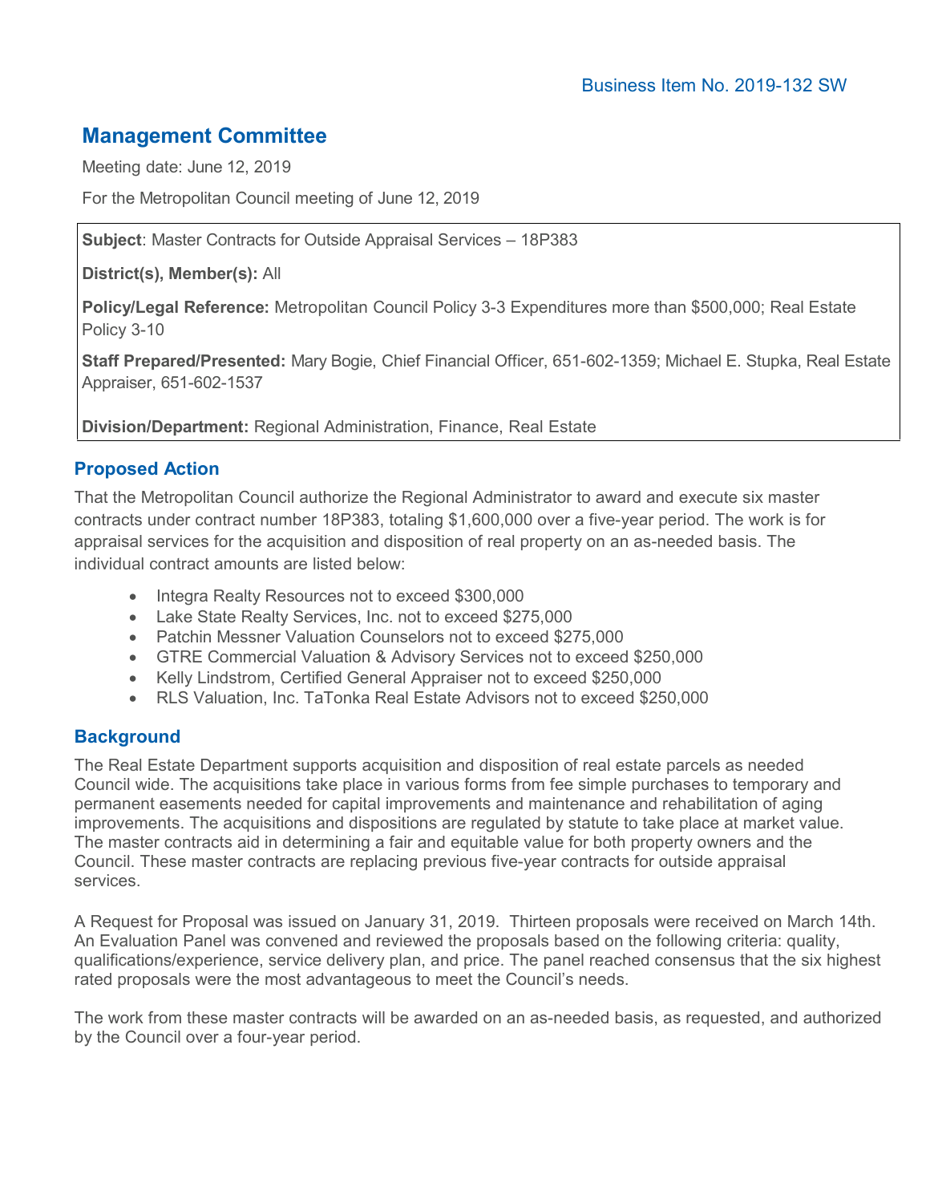Business Item No. 2019-132 SW

## Management Committee

Meeting date: June 12, 2019

For the Metropolitan Council meeting of June 12, 2019

**Subject**: Master Contracts for Outside Appraisal Services – 18P383

**District(s), Member(s):** All

**Policy/Legal Reference:** Metropolitan Council Policy 3-3 Expenditures more than $500,000; Real Estate Policy 3-10

**Staff Prepared/Presented:** Mary Bogie, Chief Financial Officer, 651-602-1359; Michael E. Stupka, Real Estate Appraiser, 651-602-1537

**Division/Department:** Regional Administration, Finance, Real Estate

### Proposed Action

That the Metropolitan Council authorize the Regional Administrator to award and execute six master contracts under contract number 18P383, totaling $1,600,000 over a five-year period. The work is for appraisal services for the acquisition and disposition of real property on an as-needed basis. The individual contract amounts are listed below:

- Integra Realty Resources not to exceed $300,000
- Lake State Realty Services, Inc. not to exceed $275,000
- Patchin Messner Valuation Counselors not to exceed $275,000
- GTRE Commercial Valuation & Advisory Services not to exceed $250,000
- Kelly Lindstrom, Certified General Appraiser not to exceed $250,000
- RLS Valuation, Inc. TaTonka Real Estate Advisors not to exceed $250,000

### Background

The Real Estate Department supports acquisition and disposition of real estate parcels as needed Council wide. The acquisitions take place in various forms from fee simple purchases to temporary and permanent easements needed for capital improvements and maintenance and rehabilitation of aging improvements. The acquisitions and dispositions are regulated by statute to take place at market value. The master contracts aid in determining a fair and equitable value for both property owners and the Council. These master contracts are replacing previous five-year contracts for outside appraisal services.

A Request for Proposal was issued on January 31, 2019. Thirteen proposals were received on March 14th. An Evaluation Panel was convened and reviewed the proposals based on the following criteria: quality, qualifications/experience, service delivery plan, and price. The panel reached consensus that the six highest rated proposals were the most advantageous to meet the Council's needs.

The work from these master contracts will be awarded on an as-needed basis, as requested, and authorized by the Council over a four-year period.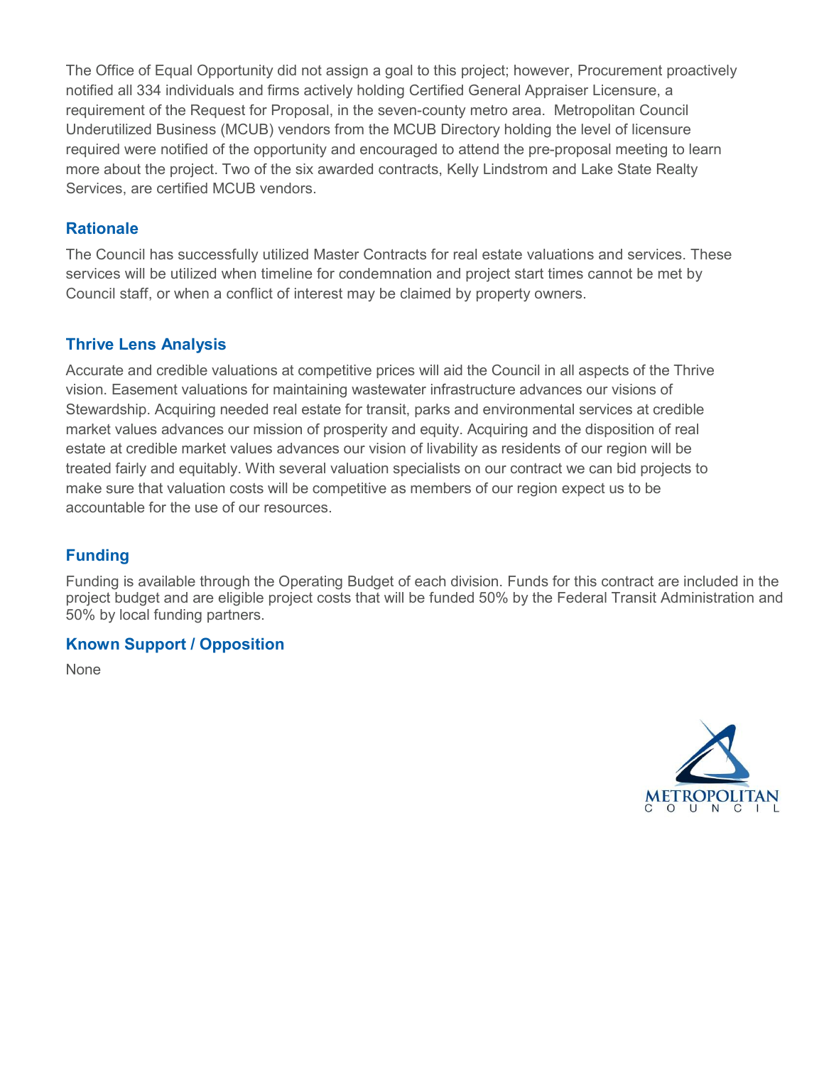The Office of Equal Opportunity did not assign a goal to this project; however, Procurement proactively notified all 334 individuals and firms actively holding Certified General Appraiser Licensure, a requirement of the Request for Proposal, in the seven-county metro area. Metropolitan Council Underutilized Business (MCUB) vendors from the MCUB Directory holding the level of licensure required were notified of the opportunity and encouraged to attend the pre-proposal meeting to learn more about the project. Two of the six awarded contracts, Kelly Lindstrom and Lake State Realty Services, are certified MCUB vendors.

## Rationale

The Council has successfully utilized Master Contracts for real estate valuations and services. These services will be utilized when timeline for condemnation and project start times cannot be met by Council staff, or when a conflict of interest may be claimed by property owners.

## Thrive Lens Analysis

Accurate and credible valuations at competitive prices will aid the Council in all aspects of the Thrive vision. Easement valuations for maintaining wastewater infrastructure advances our visions of Stewardship. Acquiring needed real estate for transit, parks and environmental services at credible market values advances our mission of prosperity and equity. Acquiring and the disposition of real estate at credible market values advances our vision of livability as residents of our region will be treated fairly and equitably. With several valuation specialists on our contract we can bid projects to make sure that valuation costs will be competitive as members of our region expect us to be accountable for the use of our resources.

## Funding

Funding is available through the Operating Budget of each division. Funds for this contract are included in the project budget and are eligible project costs that will be funded 50% by the Federal Transit Administration and 50% by local funding partners.

## Known Support / Opposition

None